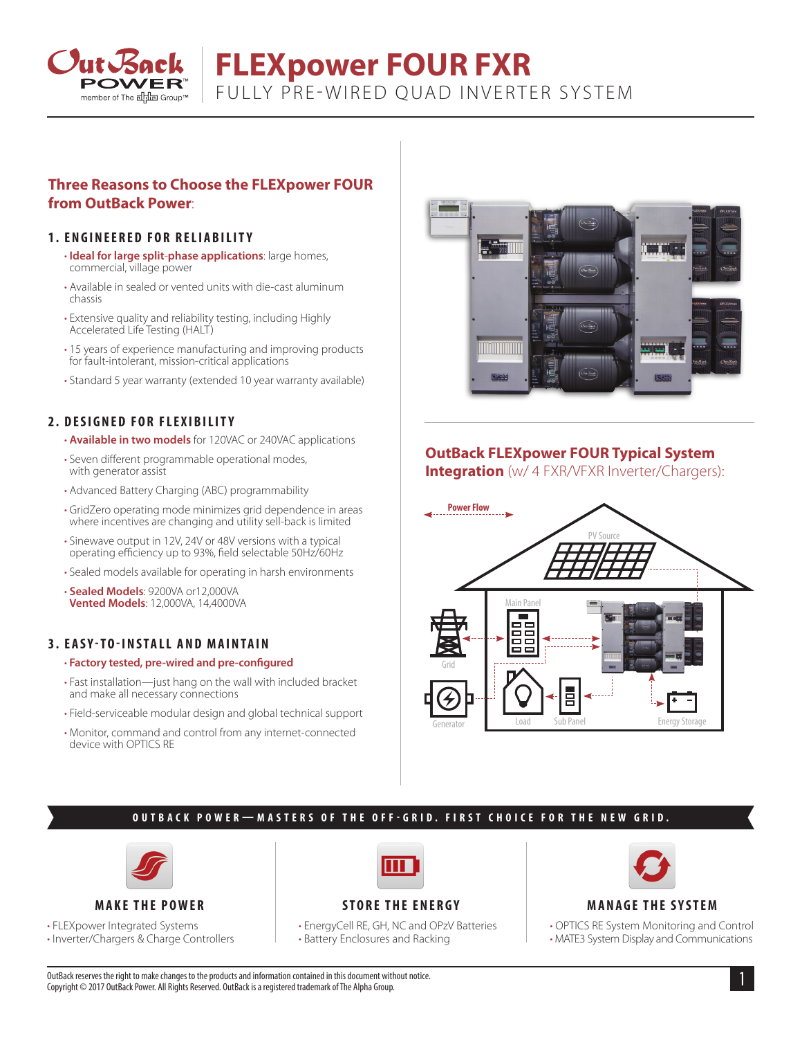# FLEXpower FOUR FXR

FULLY PRE-WIRED QUAD INVERTER SYSTEM

## Three Reasons to Choose the FLEXpower FOUR from OutBack Power:

### 1. ENGINEERED FOR RELIABILITY

- **Ideal for large split-phase applications**: large homes, commercial, village power
- Available in sealed or vented units with die-cast aluminum chassis
- Extensive quality and reliability testing, including Highly Accelerated Life Testing (HALT)
- 15 years of experience manufacturing and improving products for fault-intolerant, mission-critical applications
- Standard 5 year warranty (extended 10 year warranty available)

### 2. DESIGNED FOR FLEXIBILITY

- **Available in two models** for 120VAC or 240VAC applications
- Seven different programmable operational modes, with generator assist
- Advanced Battery Charging (ABC) programmability
- GridZero operating mode minimizes grid dependence in areas where incentives are changing and utility sell-back is limited
- Sinewave output in 12V, 24V or 48V versions with a typical operating efficiency up to 93%, field selectable 50Hz/60Hz
- Sealed models available for operating in harsh environments
- **Sealed Models**: 9200VA or12,000VA
  **Vented Models**: 12,000VA, 14,4000VA

### 3. EASY-TO-INSTALL AND MAINTAIN

- **Factory tested, pre-wired and pre-configured**
- Fast installation—just hang on the wall with included bracket and make all necessary connections
- Field-serviceable modular design and global technical support
- Monitor, command and control from any internet-connected device with OPTICS RE

## OutBack FLEXpower FOUR Typical System Integration (w/ 4 FXR/VFXR Inverter/Chargers):

Power Flow

PV Source

Main Panel

Grid

Generator

Load

Sub Panel

Energy Storage

**OUTBACK POWER—MASTERS OF THE OFF-GRID. FIRST CHOICE FOR THE NEW GRID.**

### MAKE THE POWER

- FLEXpower Integrated Systems
- Inverter/Chargers & Charge Controllers

### STORE THE ENERGY

- EnergyCell RE, GH, NC and OPzV Batteries
- Battery Enclosures and Racking

### MANAGE THE SYSTEM

- OPTICS RE System Monitoring and Control
- MATE3 System Display and Communications

OutBack reserves the right to make changes to the products and information contained in this document without notice.
Copyright © 2017 OutBack Power. All Rights Reserved. OutBack is a registered trademark of The Alpha Group.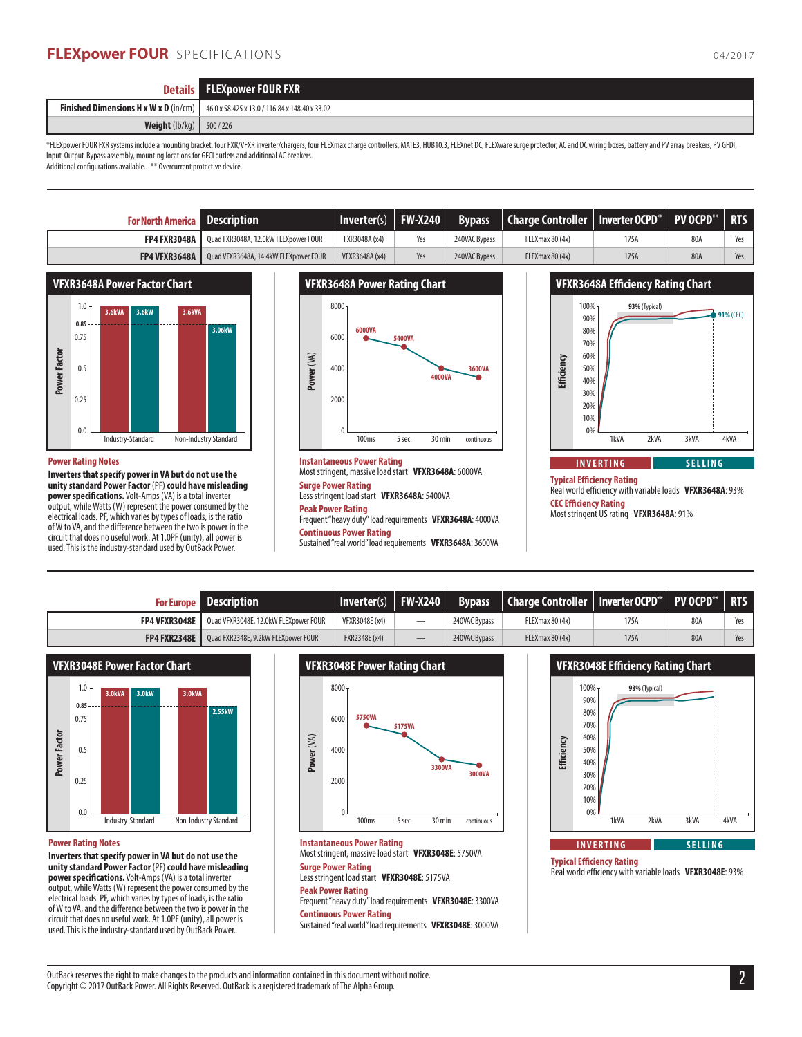# FLEXpower FOUR SPECIFICATIONS

04/2017

| Details | FLEXpower FOUR FXR |
|---|---|
| Finished Dimensions H x W x D (in/cm) | 46.0 x 58.425 x 13.0 / 116.84 x 148.40 x 33.02 |
| Weight (lb/kg) | 500 / 226 |

*FLEXpower FOUR FXR systems include a mounting bracket, four FXR/VFXR inverter/chargers, four FLEXmax charge controllers, MATE3, HUB10.3, FLEXnet DC, FLEXware surge protector, AC and DC wiring boxes, battery and PV array breakers, PV GFDI, Input-Output-Bypass assembly, mounting locations for GFCI outlets and additional AC breakers.
Additional configurations available. ** Overcurrent protective device.

| For North America | Description | Inverter(s) | FW-X240 | Bypass | Charge Controller | Inverter OCPD** | PV OCPD** | RTS |
|---|---|---|---|---|---|---|---|---|
| FP4 FXR3048A | Quad FXR3048A, 12.0kW FLEXpower FOUR | FXR3048A (x4) | Yes | 240VAC Bypass | FLEXmax 80 (4x) | 175A | 80A | Yes |
| FP4 VFXR3648A | Quad VFXR3648A, 14.4kW FLEXpower FOUR | VFXR3648A (x4) | Yes | 240VAC Bypass | FLEXmax 80 (4x) | 175A | 80A | Yes |

## VFXR3648A Power Factor Chart

Power Factor
1.0
0.85
0.75
0.5
0.25
0.0
3.6kVA 3.6kW 3.6kVA 3.06kW
Industry-Standard
Non-Industry Standard

### Power Rating Notes

**Inverters that specify power in VA but do not use the unity standard Power Factor** (PF) **could have misleading power specifications.** Volt-Amps (VA) is a total inverter output, while Watts (W) represent the power consumed by the electrical loads. PF, which varies by types of loads, is the ratio of W to VA, and the difference between the two is power in the circuit that does no useful work. At 1.0PF (unity), all power is used. This is the industry-standard used by OutBack Power.

## VFXR3648A Power Rating Chart

Power (VA)
8000
6000
4000
2000
0
6000VA 5400VA 4000VA 3600VA
100ms 5 sec 30 min continuous

**Instantaneous Power Rating**
Most stringent, massive load start **VFXR3648A**: 6000VA

**Surge Power Rating**
Less stringent load start **VFXR3648A**: 5400VA

**Peak Power Rating**
Frequent "heavy duty" load requirements **VFXR3648A**: 4000VA

**Continuous Power Rating**
Sustained "real world" load requirements **VFXR3648A**: 3600VA

## VFXR3648A Efficiency Rating Chart

Efficiency
100% 90% 80% 70% 60% 50% 40% 30% 20% 10% 0%
93% (Typical)
91% (CEC)
1kVA 2kVA 3kVA 4kVA
INVERTING SELLING

**Typical Efficiency Rating**
Real world efficiency with variable loads **VFXR3648A**: 93%

**CEC Efficiency Rating**
Most stringent US rating **VFXR3648A**: 91%

| For Europe | Description | Inverter(s) | FW-X240 | Bypass | Charge Controller | Inverter OCPD** | PV OCPD** | RTS |
|---|---|---|---|---|---|---|---|---|
| FP4 VFXR3048E | Quad VFXR3048E, 12.0kW FLEXpower FOUR | VFXR3048E (x4) | — | 240VAC Bypass | FLEXmax 80 (4x) | 175A | 80A | Yes |
| FP4 FXR2348E | Quad FXR2348E, 9.2kW FLEXpower FOUR | FXR2348E (x4) | — | 240VAC Bypass | FLEXmax 80 (4x) | 175A | 80A | Yes |

## VFXR3048E Power Factor Chart

Power Factor
1.0
0.85
0.75
0.5
0.25
0.0
3.0kVA 3.0kW 3.0kVA 2.55kW
Industry-Standard
Non-Industry Standard

### Power Rating Notes

**Inverters that specify power in VA but do not use the unity standard Power Factor** (PF) **could have misleading power specifications.** Volt-Amps (VA) is a total inverter output, while Watts (W) represent the power consumed by the electrical loads. PF, which varies by types of loads, is the ratio of W to VA, and the difference between the two is power in the circuit that does no useful work. At 1.0PF (unity), all power is used. This is the industry-standard used by OutBack Power.

## VFXR3048E Power Rating Chart

Power (VA)
8000
6000
4000
2000
0
5750VA 5175VA 3300VA 3000VA
100ms 5 sec 30 min continuous

**Instantaneous Power Rating**
Most stringent, massive load start **VFXR3048E**: 5750VA

**Surge Power Rating**
Less stringent load start **VFXR3048E**: 5175VA

**Peak Power Rating**
Frequent "heavy duty" load requirements **VFXR3048E**: 3300VA

**Continuous Power Rating**
Sustained "real world" load requirements **VFXR3048E**: 3000VA

## VFXR3048E Efficiency Rating Chart

Efficiency
100% 90% 80% 70% 60% 50% 40% 30% 20% 10% 0%
93% (Typical)
1kVA 2kVA 3kVA 4kVA
INVERTING SELLING

**Typical Efficiency Rating**
Real world efficiency with variable loads **VFXR3048E**: 93%

OutBack reserves the right to make changes to the products and information contained in this document without notice.
Copyright © 2017 OutBack Power. All Rights Reserved. OutBack is a registered trademark of The Alpha Group.